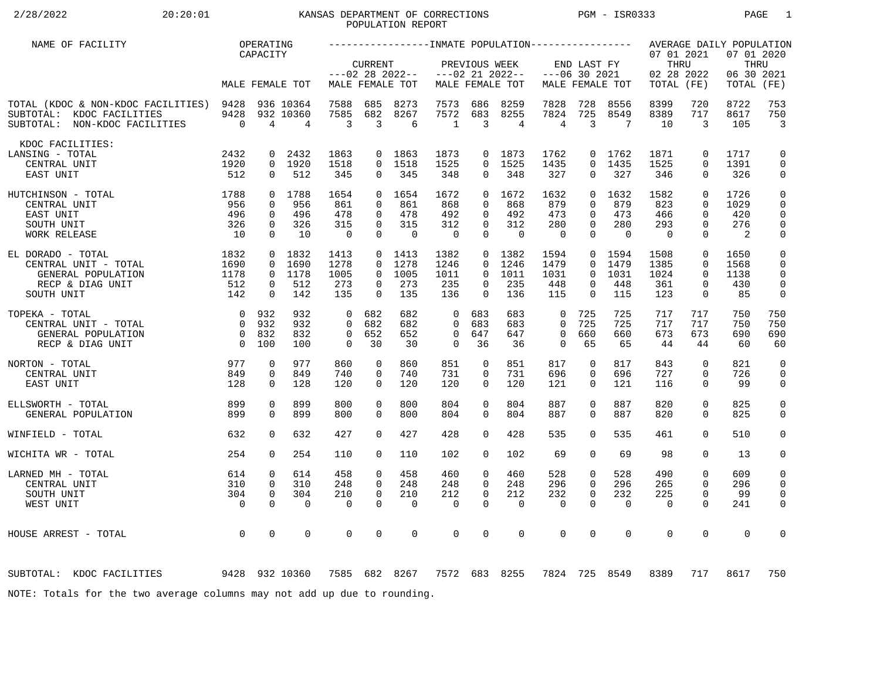2/28/2022 20:20:01

# KANSAS DEPARTMENT OF CORRECTIONS POPULATION REPORT

PGM - ISR0333

| NAME OF FACILITY | OPERATING CAPACITY | | | INMATE POPULATION: CURRENT ---02 28 2022-- | | | PREVIOUS WEEK ---02 21 2022-- | | | END LAST FY ---06 30 2021 | | | AVERAGE DAILY POPULATION 07 01 2021 THRU 02 28 2022 | | 07 01 2020 THRU 06 30 2021 | |
|---|---|---|---|---|---|---|---|---|---|---|---|---|---|---|---|---|
| | MALE | FEMALE | TOT | MALE | FEMALE | TOT | MALE | FEMALE | TOT | MALE | FEMALE | TOT | TOTAL | (FE) | TOTAL | (FE) |
| TOTAL (KDOC & NON-KDOC FACILITIES) | 9428 | 936 | 10364 | 7588 | 685 | 8273 | 7573 | 686 | 8259 | 7828 | 728 | 8556 | 8399 | 720 | 8722 | 753 |
| SUBTOTAL: KDOC FACILITIES | 9428 | 932 | 10360 | 7585 | 682 | 8267 | 7572 | 683 | 8255 | 7824 | 725 | 8549 | 8389 | 717 | 8617 | 750 |
| SUBTOTAL: NON-KDOC FACILITIES | 0 | 4 | 4 | 3 | 3 | 6 | 1 | 3 | 4 | 4 | 3 | 7 | 10 | 3 | 105 | 3 |
| KDOC FACILITIES: | | | | | | | | | | | | | | | | |
| LANSING - TOTAL | 2432 | 0 | 2432 | 1863 | 0 | 1863 | 1873 | 0 | 1873 | 1762 | 0 | 1762 | 1871 | 0 | 1717 | 0 |
| CENTRAL UNIT | 1920 | 0 | 1920 | 1518 | 0 | 1518 | 1525 | 0 | 1525 | 1435 | 0 | 1435 | 1525 | 0 | 1391 | 0 |
| EAST UNIT | 512 | 0 | 512 | 345 | 0 | 345 | 348 | 0 | 348 | 327 | 0 | 327 | 346 | 0 | 326 | 0 |
| HUTCHINSON - TOTAL | 1788 | 0 | 1788 | 1654 | 0 | 1654 | 1672 | 0 | 1672 | 1632 | 0 | 1632 | 1582 | 0 | 1726 | 0 |
| CENTRAL UNIT | 956 | 0 | 956 | 861 | 0 | 861 | 868 | 0 | 868 | 879 | 0 | 879 | 823 | 0 | 1029 | 0 |
| EAST UNIT | 496 | 0 | 496 | 478 | 0 | 478 | 492 | 0 | 492 | 473 | 0 | 473 | 466 | 0 | 420 | 0 |
| SOUTH UNIT | 326 | 0 | 326 | 315 | 0 | 315 | 312 | 0 | 312 | 280 | 0 | 280 | 293 | 0 | 276 | 0 |
| WORK RELEASE | 10 | 0 | 10 | 0 | 0 | 0 | 0 | 0 | 0 | 0 | 0 | 0 | 0 | 0 | 2 | 0 |
| EL DORADO - TOTAL | 1832 | 0 | 1832 | 1413 | 0 | 1413 | 1382 | 0 | 1382 | 1594 | 0 | 1594 | 1508 | 0 | 1650 | 0 |
| CENTRAL UNIT - TOTAL | 1690 | 0 | 1690 | 1278 | 0 | 1278 | 1246 | 0 | 1246 | 1479 | 0 | 1479 | 1385 | 0 | 1568 | 0 |
| GENERAL POPULATION | 1178 | 0 | 1178 | 1005 | 0 | 1005 | 1011 | 0 | 1011 | 1031 | 0 | 1031 | 1024 | 0 | 1138 | 0 |
| RECP & DIAG UNIT | 512 | 0 | 512 | 273 | 0 | 273 | 235 | 0 | 235 | 448 | 0 | 448 | 361 | 0 | 430 | 0 |
| SOUTH UNIT | 142 | 0 | 142 | 135 | 0 | 135 | 136 | 0 | 136 | 115 | 0 | 115 | 123 | 0 | 85 | 0 |
| TOPEKA - TOTAL | 0 | 932 | 932 | 0 | 682 | 682 | 0 | 683 | 683 | 0 | 725 | 725 | 717 | 717 | 750 | 750 |
| CENTRAL UNIT - TOTAL | 0 | 932 | 932 | 0 | 682 | 682 | 0 | 683 | 683 | 0 | 725 | 725 | 717 | 717 | 750 | 750 |
| GENERAL POPULATION | 0 | 832 | 832 | 0 | 652 | 652 | 0 | 647 | 647 | 0 | 660 | 660 | 673 | 673 | 690 | 690 |
| RECP & DIAG UNIT | 0 | 100 | 100 | 0 | 30 | 30 | 0 | 36 | 36 | 0 | 65 | 65 | 44 | 44 | 60 | 60 |
| NORTON - TOTAL | 977 | 0 | 977 | 860 | 0 | 860 | 851 | 0 | 851 | 817 | 0 | 817 | 843 | 0 | 821 | 0 |
| CENTRAL UNIT | 849 | 0 | 849 | 740 | 0 | 740 | 731 | 0 | 731 | 696 | 0 | 696 | 727 | 0 | 726 | 0 |
| EAST UNIT | 128 | 0 | 128 | 120 | 0 | 120 | 120 | 0 | 120 | 121 | 0 | 121 | 116 | 0 | 99 | 0 |
| ELLSWORTH - TOTAL | 899 | 0 | 899 | 800 | 0 | 800 | 804 | 0 | 804 | 887 | 0 | 887 | 820 | 0 | 825 | 0 |
| GENERAL POPULATION | 899 | 0 | 899 | 800 | 0 | 800 | 804 | 0 | 804 | 887 | 0 | 887 | 820 | 0 | 825 | 0 |
| WINFIELD - TOTAL | 632 | 0 | 632 | 427 | 0 | 427 | 428 | 0 | 428 | 535 | 0 | 535 | 461 | 0 | 510 | 0 |
| WICHITA WR - TOTAL | 254 | 0 | 254 | 110 | 0 | 110 | 102 | 0 | 102 | 69 | 0 | 69 | 98 | 0 | 13 | 0 |
| LARNED MH - TOTAL | 614 | 0 | 614 | 458 | 0 | 458 | 460 | 0 | 460 | 528 | 0 | 528 | 490 | 0 | 609 | 0 |
| CENTRAL UNIT | 310 | 0 | 310 | 248 | 0 | 248 | 248 | 0 | 248 | 296 | 0 | 296 | 265 | 0 | 296 | 0 |
| SOUTH UNIT | 304 | 0 | 304 | 210 | 0 | 210 | 212 | 0 | 212 | 232 | 0 | 232 | 225 | 0 | 99 | 0 |
| WEST UNIT | 0 | 0 | 0 | 0 | 0 | 0 | 0 | 0 | 0 | 0 | 0 | 0 | 0 | 0 | 241 | 0 |
| HOUSE ARREST - TOTAL | 0 | 0 | 0 | 0 | 0 | 0 | 0 | 0 | 0 | 0 | 0 | 0 | 0 | 0 | 0 | 0 |
| SUBTOTAL: KDOC FACILITIES | 9428 | 932 | 10360 | 7585 | 682 | 8267 | 7572 | 683 | 8255 | 7824 | 725 | 8549 | 8389 | 717 | 8617 | 750 |

NOTE: Totals for the two average columns may not add up due to rounding.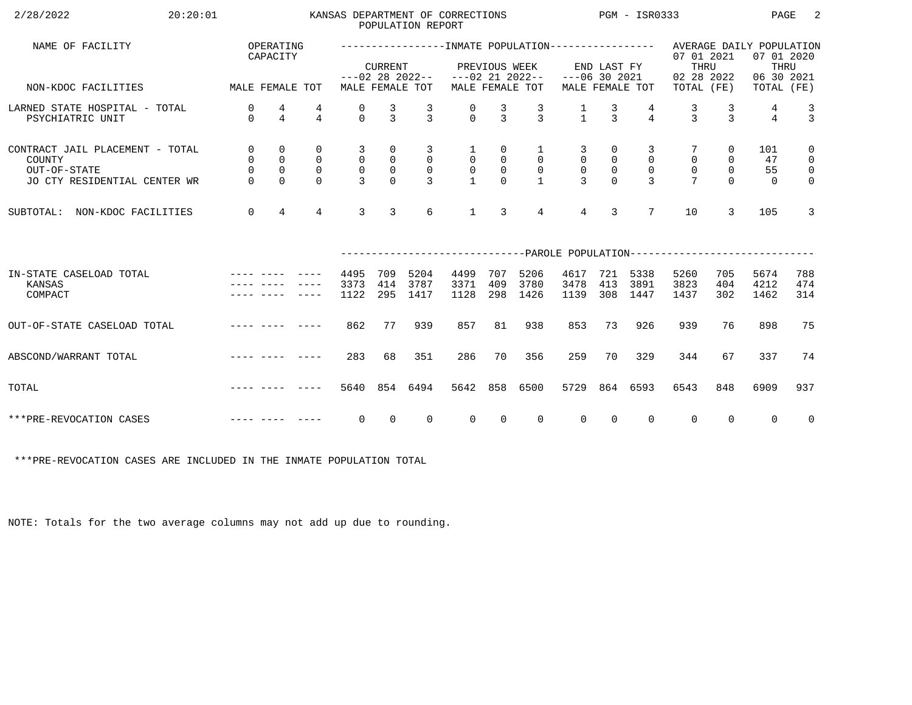KANSAS DEPARTMENT OF CORRECTIONS
POPULATION REPORT

| NAME OF FACILITY | OPERATING CAPACITY | | | INMATE POPULATION | | | | | | | | | AVERAGE DAILY POPULATION | | | |
|---|---|---|---|---|---|---|---|---|---|---|---|---|---|---|---|---|
| | | | | CURRENT ---02 28 2022-- | | | PREVIOUS WEEK ---02 21 2022-- | | | END LAST FY ---06 30 2021 | | | 07 01 2021 THRU 02 28 2022 | | 07 01 2020 THRU 06 30 2021 | |
| NON-KDOC FACILITIES | MALE | FEMALE | TOT | MALE | FEMALE | TOT | MALE | FEMALE | TOT | MALE | FEMALE | TOT | TOTAL | (FE) | TOTAL | (FE) |
| LARNED STATE HOSPITAL - TOTAL | 0 | 4 | 4 | 0 | 3 | 3 | 0 | 3 | 3 | 1 | 3 | 4 | 3 | 3 | 4 | 3 |
| PSYCHIATRIC UNIT | 0 | 4 | 4 | 0 | 3 | 3 | 0 | 3 | 3 | 1 | 3 | 4 | 3 | 3 | 4 | 3 |
| CONTRACT JAIL PLACEMENT - TOTAL | 0 | 0 | 0 | 3 | 0 | 3 | 1 | 0 | 1 | 3 | 0 | 3 | 7 | 0 | 101 | 0 |
| COUNTY | 0 | 0 | 0 | 0 | 0 | 0 | 0 | 0 | 0 | 0 | 0 | 0 | 0 | 0 | 47 | 0 |
| OUT-OF-STATE | 0 | 0 | 0 | 0 | 0 | 0 | 0 | 0 | 0 | 0 | 0 | 0 | 0 | 0 | 55 | 0 |
| JO CTY RESIDENTIAL CENTER WR | 0 | 0 | 0 | 3 | 0 | 3 | 1 | 0 | 1 | 3 | 0 | 3 | 7 | 0 | 0 | 0 |
| SUBTOTAL: NON-KDOC FACILITIES | 0 | 4 | 4 | 3 | 3 | 6 | 1 | 3 | 4 | 4 | 3 | 7 | 10 | 3 | 105 | 3 |

| | | | | PAROLE POPULATION | | | | | | | | | | | | |
|---|---|---|---|---|---|---|---|---|---|---|---|---|---|---|---|---|
| IN-STATE CASELOAD TOTAL | ---- | ---- | ---- | 4495 | 709 | 5204 | 4499 | 707 | 5206 | 4617 | 721 | 5338 | 5260 | 705 | 5674 | 788 |
| KANSAS | ---- | ---- | ---- | 3373 | 414 | 3787 | 3371 | 409 | 3780 | 3478 | 413 | 3891 | 3823 | 404 | 4212 | 474 |
| COMPACT | ---- | ---- | ---- | 1122 | 295 | 1417 | 1128 | 298 | 1426 | 1139 | 308 | 1447 | 1437 | 302 | 1462 | 314 |
| OUT-OF-STATE CASELOAD TOTAL | ---- | ---- | ---- | 862 | 77 | 939 | 857 | 81 | 938 | 853 | 73 | 926 | 939 | 76 | 898 | 75 |
| ABSCOND/WARRANT TOTAL | ---- | ---- | ---- | 283 | 68 | 351 | 286 | 70 | 356 | 259 | 70 | 329 | 344 | 67 | 337 | 74 |
| TOTAL | ---- | ---- | ---- | 5640 | 854 | 6494 | 5642 | 858 | 6500 | 5729 | 864 | 6593 | 6543 | 848 | 6909 | 937 |
| ***PRE-REVOCATION CASES | ---- | ---- | ---- | 0 | 0 | 0 | 0 | 0 | 0 | 0 | 0 | 0 | 0 | 0 | 0 | 0 |

***PRE-REVOCATION CASES ARE INCLUDED IN THE INMATE POPULATION TOTAL

NOTE: Totals for the two average columns may not add up due to rounding.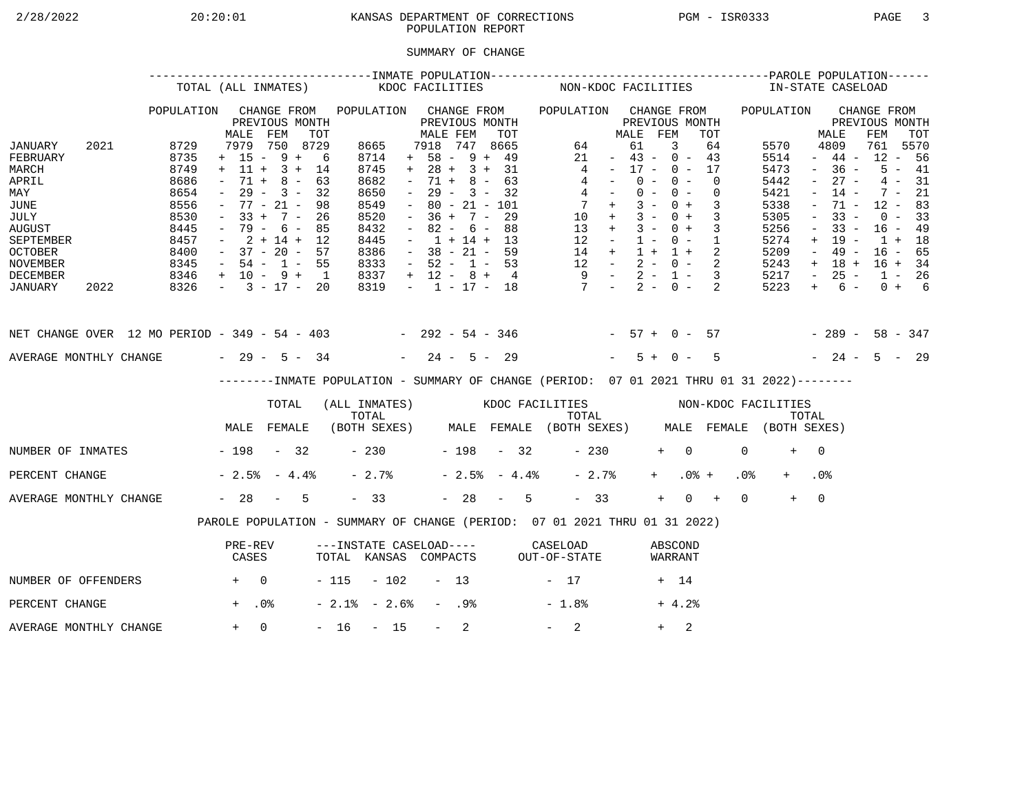KANSAS DEPARTMENT OF CORRECTIONS
POPULATION REPORT

2/28/2022 20:20:01 PGM - ISR0333

## SUMMARY OF CHANGE

| | | INMATE POPULATION - TOTAL (ALL INMATES) | | | | INMATE POPULATION - KDOC FACILITIES | | | | INMATE POPULATION - NON-KDOC FACILITIES | | | | PAROLE POPULATION - IN-STATE CASELOAD | | | |
|---|---|---|---|---|---|---|---|---|---|---|---|---|---|---|---|---|---|
| | | POPULATION | CHANGE FROM PREVIOUS MONTH | | | POPULATION | CHANGE FROM PREVIOUS MONTH | | | POPULATION | CHANGE FROM PREVIOUS MONTH | | | POPULATION | CHANGE FROM PREVIOUS MONTH | | |
| | | | MALE | FEM | TOT | | MALE | FEM | TOT | | MALE | FEM | TOT | | MALE | FEM | TOT |
| JANUARY | 2021 | 8729 | 7979 | 750 | 8729 | 8665 | 7918 | 747 | 8665 | 64 | 61 | 3 | 64 | 5570 | 4809 | 761 | 5570 |
| FEBRUARY | | 8735 | + 15 | - 9 | + 6 | 8714 | + 58 | - 9 | + 49 | 21 | - 43 | - 0 | - 43 | 5514 | - 44 | - 12 | - 56 |
| MARCH | | 8749 | + 11 | + 3 | + 14 | 8745 | + 28 | + 3 | + 31 | 4 | - 17 | - 0 | - 17 | 5473 | - 36 | - 5 | - 41 |
| APRIL | | 8686 | - 71 | + 8 | - 63 | 8682 | - 71 | + 8 | - 63 | 4 | - 0 | - 0 | - 0 | 5442 | - 27 | - 4 | - 31 |
| MAY | | 8654 | - 29 | - 3 | - 32 | 8650 | - 29 | - 3 | - 32 | 4 | - 0 | - 0 | - 0 | 5421 | - 14 | - 7 | - 21 |
| JUNE | | 8556 | - 77 | - 21 | - 98 | 8549 | - 80 | - 21 | - 101 | 7 | + 3 | - 0 | + 3 | 5338 | - 71 | - 12 | - 83 |
| JULY | | 8530 | - 33 | + 7 | - 26 | 8520 | - 36 | + 7 | - 29 | 10 | + 3 | - 0 | + 3 | 5305 | - 33 | - 0 | - 33 |
| AUGUST | | 8445 | - 79 | - 6 | - 85 | 8432 | - 82 | - 6 | - 88 | 13 | + 3 | - 0 | + 3 | 5256 | - 33 | - 16 | - 49 |
| SEPTEMBER | | 8457 | - 2 | + 14 | + 12 | 8445 | - 1 | + 14 | + 13 | 12 | - 1 | - 0 | - 1 | 5274 | + 19 | - 1 | + 18 |
| OCTOBER | | 8400 | - 37 | - 20 | - 57 | 8386 | - 38 | - 21 | - 59 | 14 | + 1 | + 1 | + 2 | 5209 | - 49 | - 16 | - 65 |
| NOVEMBER | | 8345 | - 54 | - 1 | - 55 | 8333 | - 52 | - 1 | - 53 | 12 | - 2 | - 0 | - 2 | 5243 | + 18 | + 16 | + 34 |
| DECEMBER | | 8346 | + 10 | - 9 | + 1 | 8337 | + 12 | - 8 | + 4 | 9 | - 2 | - 1 | - 3 | 5217 | - 25 | - 1 | - 26 |
| JANUARY | 2022 | 8326 | - 3 | - 17 | - 20 | 8319 | - 1 | - 17 | - 18 | 7 | - 2 | - 0 | - 2 | 5223 | + 6 | - 0 | + 6 |
| NET CHANGE OVER 12 MO PERIOD | | | - 349 | - 54 | - 403 | | - 292 | - 54 | - 346 | | - 57 | + 0 | - 57 | | - 289 | - 58 | - 347 |
| AVERAGE MONTHLY CHANGE | | | - 29 | - 5 | - 34 | | - 24 | - 5 | - 29 | | - 5 | + 0 | - 5 | | - 24 | - 5 | - 29 |

### INMATE POPULATION - SUMMARY OF CHANGE (PERIOD: 07 01 2021 THRU 01 31 2022)

| | TOTAL (ALL INMATES) | | | KDOC FACILITIES | | | NON-KDOC FACILITIES | | |
|---|---|---|---|---|---|---|---|---|---|
| | MALE | FEMALE | TOTAL (BOTH SEXES) | MALE | FEMALE | TOTAL (BOTH SEXES) | MALE | FEMALE | TOTAL (BOTH SEXES) |
| NUMBER OF INMATES | - 198 | - 32 | - 230 | - 198 | - 32 | - 230 | + 0 | 0 | + 0 |
| PERCENT CHANGE | - 2.5% | - 4.4% | - 2.7% | - 2.5% | - 4.4% | - 2.7% | + .0% | + .0% | + .0% |
| AVERAGE MONTHLY CHANGE | - 28 | - 5 | - 33 | - 28 | - 5 | - 33 | + 0 | + 0 | + 0 |

### PAROLE POPULATION - SUMMARY OF CHANGE (PERIOD: 07 01 2021 THRU 01 31 2022)

| | PRE-REV CASES | INSTATE CASELOAD - TOTAL | INSTATE CASELOAD - KANSAS | INSTATE CASELOAD - COMPACTS | CASELOAD OUT-OF-STATE | ABSCOND WARRANT |
|---|---|---|---|---|---|---|
| NUMBER OF OFFENDERS | + 0 | - 115 | - 102 | - 13 | - 17 | + 14 |
| PERCENT CHANGE | + .0% | - 2.1% | - 2.6% | - .9% | - 1.8% | + 4.2% |
| AVERAGE MONTHLY CHANGE | + 0 | - 16 | - 15 | - 2 | - 2 | + 2 |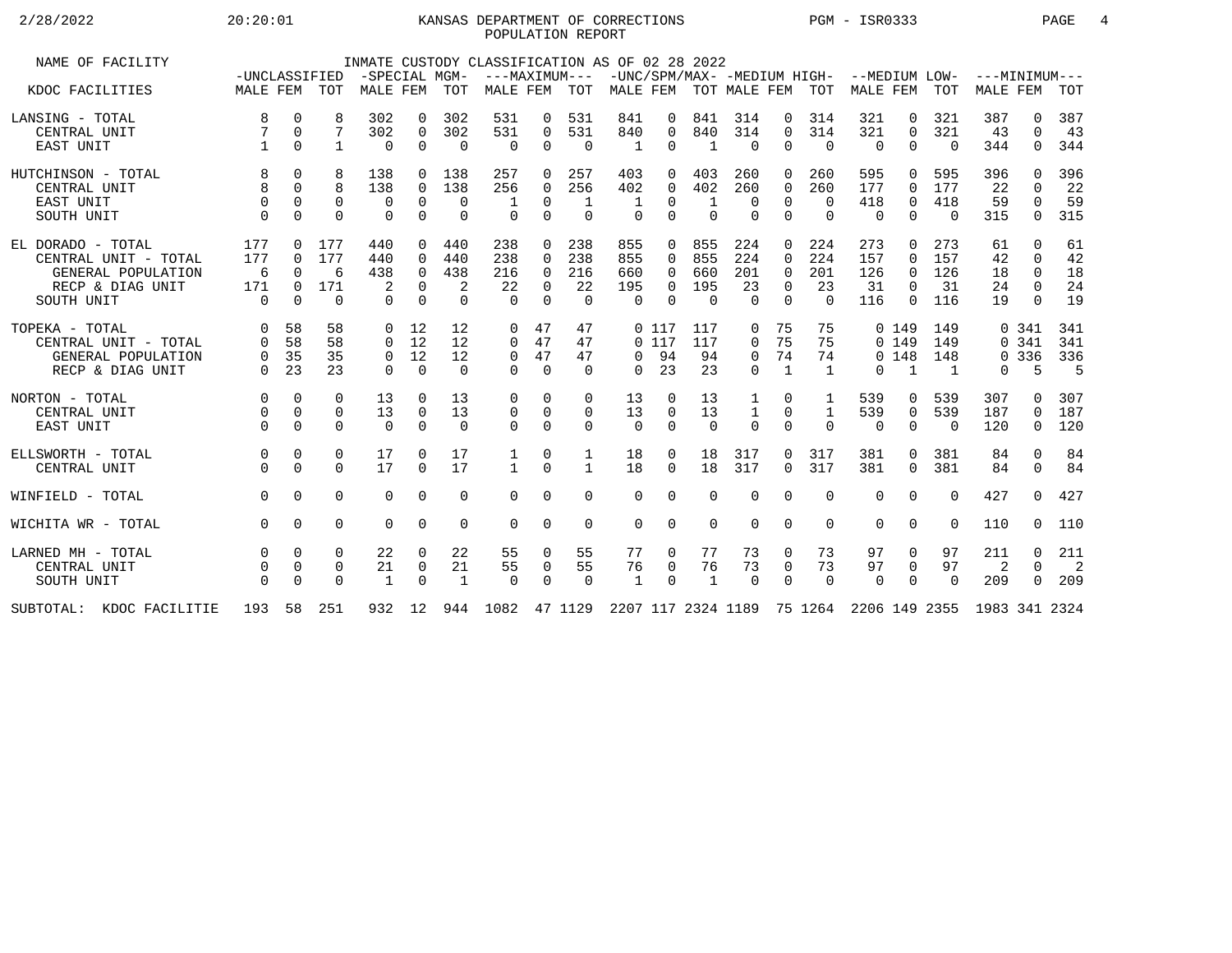# KANSAS DEPARTMENT OF CORRECTIONS

## POPULATION REPORT

2/28/2022 20:20:01 PGM - ISR0333

INMATE CUSTODY CLASSIFICATION AS OF 02 28 2022

| NAME OF FACILITY | -UNCLASSIFIED | | | -SPECIAL MGM- | | | ---MAXIMUM--- | | | -UNC/SPM/MAX- | | | -MEDIUM HIGH- | | | --MEDIUM LOW- | | | ---MINIMUM--- | | |
|---|---|---|---|---|---|---|---|---|---|---|---|---|---|---|---|---|---|---|---|---|---|
| KDOC FACILITIES | MALE | FEM | TOT | MALE | FEM | TOT | MALE | FEM | TOT | MALE | FEM | TOT | MALE | FEM | TOT | MALE | FEM | TOT | MALE | FEM | TOT |
| LANSING - TOTAL | 8 | 0 | 8 | 302 | 0 | 302 | 531 | 0 | 531 | 841 | 0 | 841 | 314 | 0 | 314 | 321 | 0 | 321 | 387 | 0 | 387 |
| CENTRAL UNIT | 7 | 0 | 7 | 302 | 0 | 302 | 531 | 0 | 531 | 840 | 0 | 840 | 314 | 0 | 314 | 321 | 0 | 321 | 43 | 0 | 43 |
| EAST UNIT | 1 | 0 | 1 | 0 | 0 | 0 | 0 | 0 | 0 | 1 | 0 | 1 | 0 | 0 | 0 | 0 | 0 | 0 | 344 | 0 | 344 |
| HUTCHINSON - TOTAL | 8 | 0 | 8 | 138 | 0 | 138 | 257 | 0 | 257 | 403 | 0 | 403 | 260 | 0 | 260 | 595 | 0 | 595 | 396 | 0 | 396 |
| CENTRAL UNIT | 8 | 0 | 8 | 138 | 0 | 138 | 256 | 0 | 256 | 402 | 0 | 402 | 260 | 0 | 260 | 177 | 0 | 177 | 22 | 0 | 22 |
| EAST UNIT | 0 | 0 | 0 | 0 | 0 | 0 | 1 | 0 | 1 | 1 | 0 | 1 | 0 | 0 | 0 | 418 | 0 | 418 | 59 | 0 | 59 |
| SOUTH UNIT | 0 | 0 | 0 | 0 | 0 | 0 | 0 | 0 | 0 | 0 | 0 | 0 | 0 | 0 | 0 | 0 | 0 | 0 | 315 | 0 | 315 |
| EL DORADO - TOTAL | 177 | 0 | 177 | 440 | 0 | 440 | 238 | 0 | 238 | 855 | 0 | 855 | 224 | 0 | 224 | 273 | 0 | 273 | 61 | 0 | 61 |
| CENTRAL UNIT - TOTAL | 177 | 0 | 177 | 440 | 0 | 440 | 238 | 0 | 238 | 855 | 0 | 855 | 224 | 0 | 224 | 157 | 0 | 157 | 42 | 0 | 42 |
| GENERAL POPULATION | 6 | 0 | 6 | 438 | 0 | 438 | 216 | 0 | 216 | 660 | 0 | 660 | 201 | 0 | 201 | 126 | 0 | 126 | 18 | 0 | 18 |
| RECP & DIAG UNIT | 171 | 0 | 171 | 2 | 0 | 2 | 22 | 0 | 22 | 195 | 0 | 195 | 23 | 0 | 23 | 31 | 0 | 31 | 24 | 0 | 24 |
| SOUTH UNIT | 0 | 0 | 0 | 0 | 0 | 0 | 0 | 0 | 0 | 0 | 0 | 0 | 0 | 0 | 0 | 116 | 0 | 116 | 19 | 0 | 19 |
| TOPEKA - TOTAL | 0 | 58 | 58 | 0 | 12 | 12 | 0 | 47 | 47 | 0 | 117 | 117 | 0 | 75 | 75 | 0 | 149 | 149 | 0 | 341 | 341 |
| CENTRAL UNIT - TOTAL | 0 | 58 | 58 | 0 | 12 | 12 | 0 | 47 | 47 | 0 | 117 | 117 | 0 | 75 | 75 | 0 | 149 | 149 | 0 | 341 | 341 |
| GENERAL POPULATION | 0 | 35 | 35 | 0 | 12 | 12 | 0 | 47 | 47 | 0 | 94 | 94 | 0 | 74 | 74 | 0 | 148 | 148 | 0 | 336 | 336 |
| RECP & DIAG UNIT | 0 | 23 | 23 | 0 | 0 | 0 | 0 | 0 | 0 | 0 | 23 | 23 | 0 | 1 | 1 | 0 | 1 | 1 | 0 | 5 | 5 |
| NORTON - TOTAL | 0 | 0 | 0 | 13 | 0 | 13 | 0 | 0 | 0 | 13 | 0 | 13 | 1 | 0 | 1 | 539 | 0 | 539 | 307 | 0 | 307 |
| CENTRAL UNIT | 0 | 0 | 0 | 13 | 0 | 13 | 0 | 0 | 0 | 13 | 0 | 13 | 1 | 0 | 1 | 539 | 0 | 539 | 187 | 0 | 187 |
| EAST UNIT | 0 | 0 | 0 | 0 | 0 | 0 | 0 | 0 | 0 | 0 | 0 | 0 | 0 | 0 | 0 | 0 | 0 | 0 | 120 | 0 | 120 |
| ELLSWORTH - TOTAL | 0 | 0 | 0 | 17 | 0 | 17 | 1 | 0 | 1 | 18 | 0 | 18 | 317 | 0 | 317 | 381 | 0 | 381 | 84 | 0 | 84 |
| CENTRAL UNIT | 0 | 0 | 0 | 17 | 0 | 17 | 1 | 0 | 1 | 18 | 0 | 18 | 317 | 0 | 317 | 381 | 0 | 381 | 84 | 0 | 84 |
| WINFIELD - TOTAL | 0 | 0 | 0 | 0 | 0 | 0 | 0 | 0 | 0 | 0 | 0 | 0 | 0 | 0 | 0 | 0 | 0 | 0 | 427 | 0 | 427 |
| WICHITA WR - TOTAL | 0 | 0 | 0 | 0 | 0 | 0 | 0 | 0 | 0 | 0 | 0 | 0 | 0 | 0 | 0 | 0 | 0 | 0 | 110 | 0 | 110 |
| LARNED MH - TOTAL | 0 | 0 | 0 | 22 | 0 | 22 | 55 | 0 | 55 | 77 | 0 | 77 | 73 | 0 | 73 | 97 | 0 | 97 | 211 | 0 | 211 |
| CENTRAL UNIT | 0 | 0 | 0 | 21 | 0 | 21 | 55 | 0 | 55 | 76 | 0 | 76 | 73 | 0 | 73 | 97 | 0 | 97 | 2 | 0 | 2 |
| SOUTH UNIT | 0 | 0 | 0 | 1 | 0 | 1 | 0 | 0 | 0 | 1 | 0 | 1 | 0 | 0 | 0 | 0 | 0 | 0 | 209 | 0 | 209 |
| SUBTOTAL: KDOC FACILITIE | 193 | 58 | 251 | 932 | 12 | 944 | 1082 | 47 | 1129 | 2207 | 117 | 2324 | 1189 | 75 | 1264 | 2206 | 149 | 2355 | 1983 | 341 | 2324 |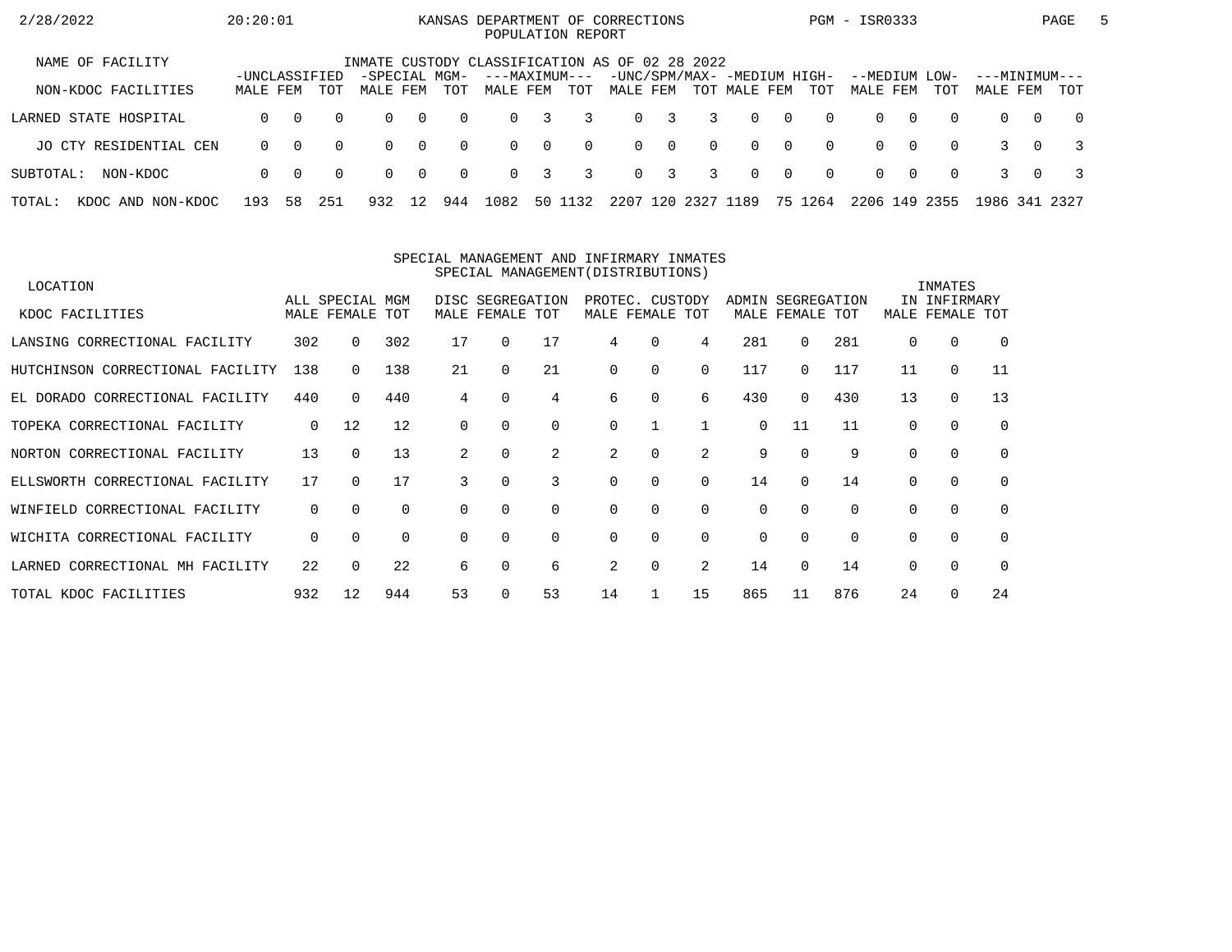KANSAS DEPARTMENT OF CORRECTIONS
POPULATION REPORT

2/28/2022 20:20:01 PGM - ISR0333

INMATE CUSTODY CLASSIFICATION AS OF 02 28 2022

| NAME OF FACILITY / NON-KDOC FACILITIES | -UNCLASSIFIED- | | | -SPECIAL MGM- | | | ---MAXIMUM--- | | | -UNC/SPM/MAX- | | | -MEDIUM HIGH- | | | --MEDIUM LOW- | | | ---MINIMUM--- | | |
|---|---|---|---|---|---|---|---|---|---|---|---|---|---|---|---|---|---|---|---|---|---|
| | MALE | FEM | TOT | MALE | FEM | TOT | MALE | FEM | TOT | MALE | FEM | TOT | MALE | FEM | TOT | MALE | FEM | TOT | MALE | FEM | TOT |
| LARNED STATE HOSPITAL | 0 | 0 | 0 | 0 | 0 | 0 | 0 | 3 | 3 | 0 | 3 | 3 | 0 | 0 | 0 | 0 | 0 | 0 | 0 | 0 | 0 |
| JO CTY RESIDENTIAL CEN | 0 | 0 | 0 | 0 | 0 | 0 | 0 | 0 | 0 | 0 | 0 | 0 | 0 | 0 | 0 | 0 | 0 | 0 | 3 | 0 | 3 |
| SUBTOTAL: NON-KDOC | 0 | 0 | 0 | 0 | 0 | 0 | 0 | 3 | 3 | 0 | 3 | 3 | 0 | 0 | 0 | 0 | 0 | 0 | 3 | 0 | 3 |
| TOTAL: KDOC AND NON-KDOC | 193 | 58 | 251 | 932 | 12 | 944 | 1082 | 50 | 1132 | 2207 | 120 | 2327 | 1189 | 75 | 1264 | 2206 | 149 | 2355 | 1986 | 341 | 2327 |

SPECIAL MANAGEMENT AND INFIRMARY INMATES
SPECIAL MANAGEMENT(DISTRIBUTIONS)

| LOCATION / KDOC FACILITIES | ALL SPECIAL MGM | | | DISC SEGREGATION | | | PROTEC. CUSTODY | | | ADMIN SEGREGATION | | | INMATES IN INFIRMARY | | |
|---|---|---|---|---|---|---|---|---|---|---|---|---|---|---|---|
| | MALE | FEMALE | TOT | MALE | FEMALE | TOT | MALE | FEMALE | TOT | MALE | FEMALE | TOT | MALE | FEMALE | TOT |
| LANSING CORRECTIONAL FACILITY | 302 | 0 | 302 | 17 | 0 | 17 | 4 | 0 | 4 | 281 | 0 | 281 | 0 | 0 | 0 |
| HUTCHINSON CORRECTIONAL FACILITY | 138 | 0 | 138 | 21 | 0 | 21 | 0 | 0 | 0 | 117 | 0 | 117 | 11 | 0 | 11 |
| EL DORADO CORRECTIONAL FACILITY | 440 | 0 | 440 | 4 | 0 | 4 | 6 | 0 | 6 | 430 | 0 | 430 | 13 | 0 | 13 |
| TOPEKA CORRECTIONAL FACILITY | 0 | 12 | 12 | 0 | 0 | 0 | 0 | 1 | 1 | 0 | 11 | 11 | 0 | 0 | 0 |
| NORTON CORRECTIONAL FACILITY | 13 | 0 | 13 | 2 | 0 | 2 | 2 | 0 | 2 | 9 | 0 | 9 | 0 | 0 | 0 |
| ELLSWORTH CORRECTIONAL FACILITY | 17 | 0 | 17 | 3 | 0 | 3 | 0 | 0 | 0 | 14 | 0 | 14 | 0 | 0 | 0 |
| WINFIELD CORRECTIONAL FACILITY | 0 | 0 | 0 | 0 | 0 | 0 | 0 | 0 | 0 | 0 | 0 | 0 | 0 | 0 | 0 |
| WICHITA CORRECTIONAL FACILITY | 0 | 0 | 0 | 0 | 0 | 0 | 0 | 0 | 0 | 0 | 0 | 0 | 0 | 0 | 0 |
| LARNED CORRECTIONAL MH FACILITY | 22 | 0 | 22 | 6 | 0 | 6 | 2 | 0 | 2 | 14 | 0 | 14 | 0 | 0 | 0 |
| TOTAL KDOC FACILITIES | 932 | 12 | 944 | 53 | 0 | 53 | 14 | 1 | 15 | 865 | 11 | 876 | 24 | 0 | 24 |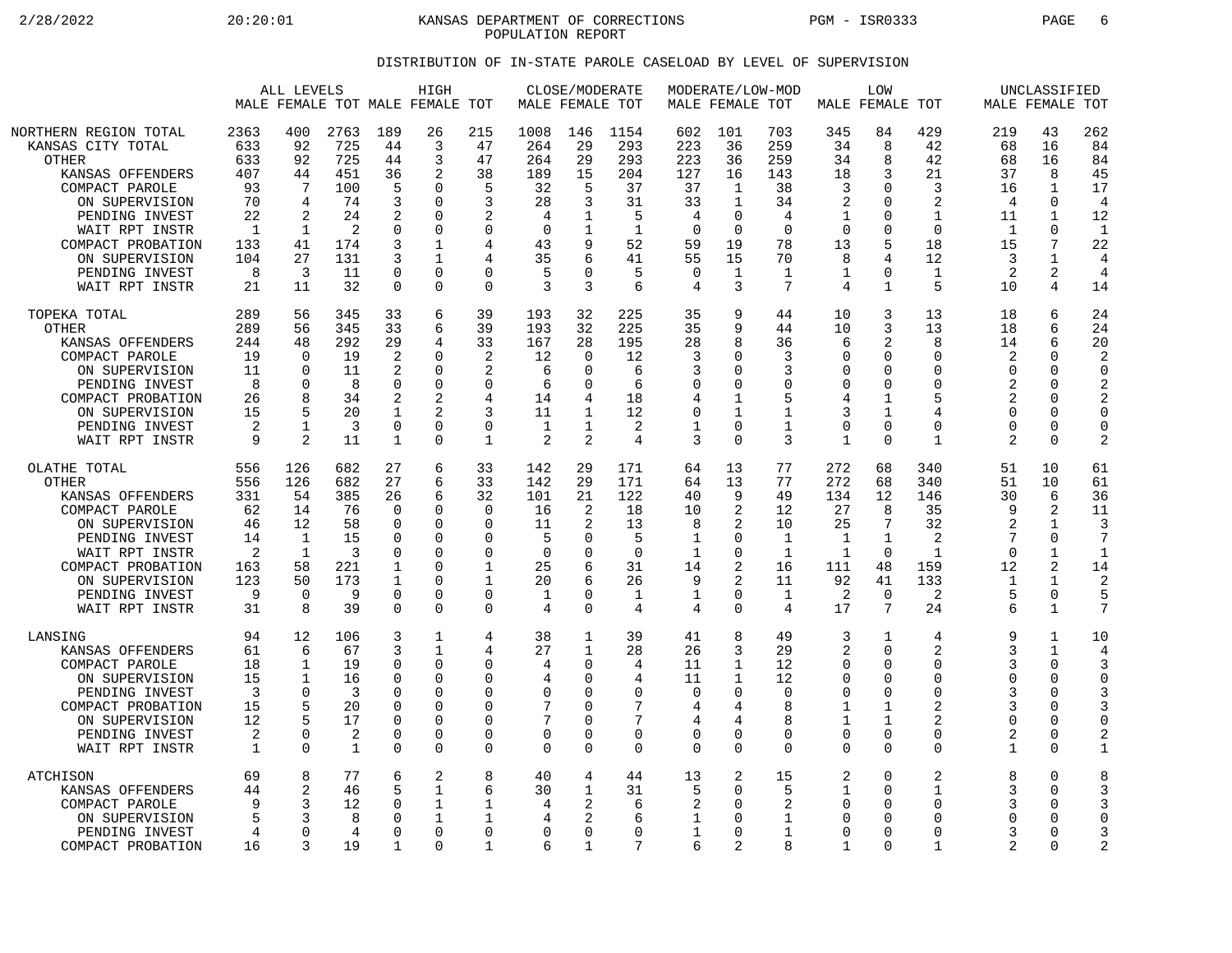KANSAS DEPARTMENT OF CORRECTIONS
POPULATION REPORT

## DISTRIBUTION OF IN-STATE PAROLE CASELOAD BY LEVEL OF SUPERVISION

| | ALL LEVELS | | | HIGH | | | CLOSE/MODERATE | | | MODERATE/LOW-MOD | | | LOW | | | UNCLASSIFIED | | |
|---|---|---|---|---|---|---|---|---|---|---|---|---|---|---|---|---|---|---|
| | MALE | FEMALE | TOT | MALE | FEMALE | TOT | MALE | FEMALE | TOT | MALE | FEMALE | TOT | MALE | FEMALE | TOT | MALE | FEMALE | TOT |
| NORTHERN REGION TOTAL | 2363 | 400 | 2763 | 189 | 26 | 215 | 1008 | 146 | 1154 | 602 | 101 | 703 | 345 | 84 | 429 | 219 | 43 | 262 |
| KANSAS CITY TOTAL | 633 | 92 | 725 | 44 | 3 | 47 | 264 | 29 | 293 | 223 | 36 | 259 | 34 | 8 | 42 | 68 | 16 | 84 |
| OTHER | 633 | 92 | 725 | 44 | 3 | 47 | 264 | 29 | 293 | 223 | 36 | 259 | 34 | 8 | 42 | 68 | 16 | 84 |
| KANSAS OFFENDERS | 407 | 44 | 451 | 36 | 2 | 38 | 189 | 15 | 204 | 127 | 16 | 143 | 18 | 3 | 21 | 37 | 8 | 45 |
| COMPACT PAROLE | 93 | 7 | 100 | 5 | 0 | 5 | 32 | 5 | 37 | 37 | 1 | 38 | 3 | 0 | 3 | 16 | 1 | 17 |
| ON SUPERVISION | 70 | 4 | 74 | 3 | 0 | 3 | 28 | 3 | 31 | 33 | 1 | 34 | 2 | 0 | 2 | 4 | 0 | 4 |
| PENDING INVEST | 22 | 2 | 24 | 2 | 0 | 2 | 4 | 1 | 5 | 4 | 0 | 4 | 1 | 0 | 1 | 11 | 1 | 12 |
| WAIT RPT INSTR | 1 | 1 | 2 | 0 | 0 | 0 | 0 | 1 | 1 | 0 | 0 | 0 | 0 | 0 | 0 | 1 | 0 | 1 |
| COMPACT PROBATION | 133 | 41 | 174 | 3 | 1 | 4 | 43 | 9 | 52 | 59 | 19 | 78 | 13 | 5 | 18 | 15 | 7 | 22 |
| ON SUPERVISION | 104 | 27 | 131 | 3 | 1 | 4 | 35 | 6 | 41 | 55 | 15 | 70 | 8 | 4 | 12 | 3 | 1 | 4 |
| PENDING INVEST | 8 | 3 | 11 | 0 | 0 | 0 | 5 | 0 | 5 | 0 | 1 | 1 | 1 | 0 | 1 | 2 | 2 | 4 |
| WAIT RPT INSTR | 21 | 11 | 32 | 0 | 0 | 0 | 3 | 3 | 6 | 4 | 3 | 7 | 4 | 1 | 5 | 10 | 4 | 14 |
| TOPEKA TOTAL | 289 | 56 | 345 | 33 | 6 | 39 | 193 | 32 | 225 | 35 | 9 | 44 | 10 | 3 | 13 | 18 | 6 | 24 |
| OTHER | 289 | 56 | 345 | 33 | 6 | 39 | 193 | 32 | 225 | 35 | 9 | 44 | 10 | 3 | 13 | 18 | 6 | 24 |
| KANSAS OFFENDERS | 244 | 48 | 292 | 29 | 4 | 33 | 167 | 28 | 195 | 28 | 8 | 36 | 6 | 2 | 8 | 14 | 6 | 20 |
| COMPACT PAROLE | 19 | 0 | 19 | 2 | 0 | 2 | 12 | 0 | 12 | 3 | 0 | 3 | 0 | 0 | 0 | 2 | 0 | 2 |
| ON SUPERVISION | 11 | 0 | 11 | 2 | 0 | 2 | 6 | 0 | 6 | 3 | 0 | 3 | 0 | 0 | 0 | 0 | 0 | 0 |
| PENDING INVEST | 8 | 0 | 8 | 0 | 0 | 0 | 6 | 0 | 6 | 0 | 0 | 0 | 0 | 0 | 0 | 2 | 0 | 2 |
| COMPACT PROBATION | 26 | 8 | 34 | 2 | 2 | 4 | 14 | 4 | 18 | 4 | 1 | 5 | 4 | 1 | 5 | 2 | 0 | 2 |
| ON SUPERVISION | 15 | 5 | 20 | 1 | 2 | 3 | 11 | 1 | 12 | 0 | 1 | 1 | 3 | 1 | 4 | 0 | 0 | 0 |
| PENDING INVEST | 2 | 1 | 3 | 0 | 0 | 0 | 1 | 1 | 2 | 1 | 0 | 1 | 0 | 0 | 0 | 0 | 0 | 0 |
| WAIT RPT INSTR | 9 | 2 | 11 | 1 | 0 | 1 | 2 | 2 | 4 | 3 | 0 | 3 | 1 | 0 | 1 | 2 | 0 | 2 |
| OLATHE TOTAL | 556 | 126 | 682 | 27 | 6 | 33 | 142 | 29 | 171 | 64 | 13 | 77 | 272 | 68 | 340 | 51 | 10 | 61 |
| OTHER | 556 | 126 | 682 | 27 | 6 | 33 | 142 | 29 | 171 | 64 | 13 | 77 | 272 | 68 | 340 | 51 | 10 | 61 |
| KANSAS OFFENDERS | 331 | 54 | 385 | 26 | 6 | 32 | 101 | 21 | 122 | 40 | 9 | 49 | 134 | 12 | 146 | 30 | 6 | 36 |
| COMPACT PAROLE | 62 | 14 | 76 | 0 | 0 | 0 | 16 | 2 | 18 | 10 | 2 | 12 | 27 | 8 | 35 | 9 | 2 | 11 |
| ON SUPERVISION | 46 | 12 | 58 | 0 | 0 | 0 | 11 | 2 | 13 | 8 | 2 | 10 | 25 | 7 | 32 | 2 | 1 | 3 |
| PENDING INVEST | 14 | 1 | 15 | 0 | 0 | 0 | 5 | 0 | 5 | 1 | 0 | 1 | 1 | 1 | 2 | 7 | 0 | 7 |
| WAIT RPT INSTR | 2 | 1 | 3 | 0 | 0 | 0 | 0 | 0 | 0 | 1 | 0 | 1 | 1 | 0 | 1 | 0 | 1 | 1 |
| COMPACT PROBATION | 163 | 58 | 221 | 1 | 0 | 1 | 25 | 6 | 31 | 14 | 2 | 16 | 111 | 48 | 159 | 12 | 2 | 14 |
| ON SUPERVISION | 123 | 50 | 173 | 1 | 0 | 1 | 20 | 6 | 26 | 9 | 2 | 11 | 92 | 41 | 133 | 1 | 1 | 2 |
| PENDING INVEST | 9 | 0 | 9 | 0 | 0 | 0 | 1 | 0 | 1 | 1 | 0 | 1 | 2 | 0 | 2 | 5 | 0 | 5 |
| WAIT RPT INSTR | 31 | 8 | 39 | 0 | 0 | 0 | 4 | 0 | 4 | 4 | 0 | 4 | 17 | 7 | 24 | 6 | 1 | 7 |
| LANSING | 94 | 12 | 106 | 3 | 1 | 4 | 38 | 1 | 39 | 41 | 8 | 49 | 3 | 1 | 4 | 9 | 1 | 10 |
| KANSAS OFFENDERS | 61 | 6 | 67 | 3 | 1 | 4 | 27 | 1 | 28 | 26 | 3 | 29 | 2 | 0 | 2 | 3 | 1 | 4 |
| COMPACT PAROLE | 18 | 1 | 19 | 0 | 0 | 0 | 4 | 0 | 4 | 11 | 1 | 12 | 0 | 0 | 0 | 3 | 0 | 3 |
| ON SUPERVISION | 15 | 1 | 16 | 0 | 0 | 0 | 4 | 0 | 4 | 11 | 1 | 12 | 0 | 0 | 0 | 0 | 0 | 0 |
| PENDING INVEST | 3 | 0 | 3 | 0 | 0 | 0 | 0 | 0 | 0 | 0 | 0 | 0 | 0 | 0 | 0 | 3 | 0 | 3 |
| COMPACT PROBATION | 15 | 5 | 20 | 0 | 0 | 0 | 7 | 0 | 7 | 4 | 4 | 8 | 1 | 1 | 2 | 3 | 0 | 3 |
| ON SUPERVISION | 12 | 5 | 17 | 0 | 0 | 0 | 7 | 0 | 7 | 4 | 4 | 8 | 1 | 1 | 2 | 0 | 0 | 0 |
| PENDING INVEST | 2 | 0 | 2 | 0 | 0 | 0 | 0 | 0 | 0 | 0 | 0 | 0 | 0 | 0 | 0 | 2 | 0 | 2 |
| WAIT RPT INSTR | 1 | 0 | 1 | 0 | 0 | 0 | 0 | 0 | 0 | 0 | 0 | 0 | 0 | 0 | 0 | 1 | 0 | 1 |
| ATCHISON | 69 | 8 | 77 | 6 | 2 | 8 | 40 | 4 | 44 | 13 | 2 | 15 | 2 | 0 | 2 | 8 | 0 | 8 |
| KANSAS OFFENDERS | 44 | 2 | 46 | 5 | 1 | 6 | 30 | 1 | 31 | 5 | 0 | 5 | 1 | 0 | 1 | 3 | 0 | 3 |
| COMPACT PAROLE | 9 | 3 | 12 | 0 | 1 | 1 | 4 | 2 | 6 | 2 | 0 | 2 | 0 | 0 | 0 | 3 | 0 | 3 |
| ON SUPERVISION | 5 | 3 | 8 | 0 | 1 | 1 | 4 | 2 | 6 | 1 | 0 | 1 | 0 | 0 | 0 | 0 | 0 | 0 |
| PENDING INVEST | 4 | 0 | 4 | 0 | 0 | 0 | 0 | 0 | 0 | 1 | 0 | 1 | 0 | 0 | 0 | 3 | 0 | 3 |
| COMPACT PROBATION | 16 | 3 | 19 | 1 | 0 | 1 | 6 | 1 | 7 | 6 | 2 | 8 | 1 | 0 | 1 | 2 | 0 | 2 |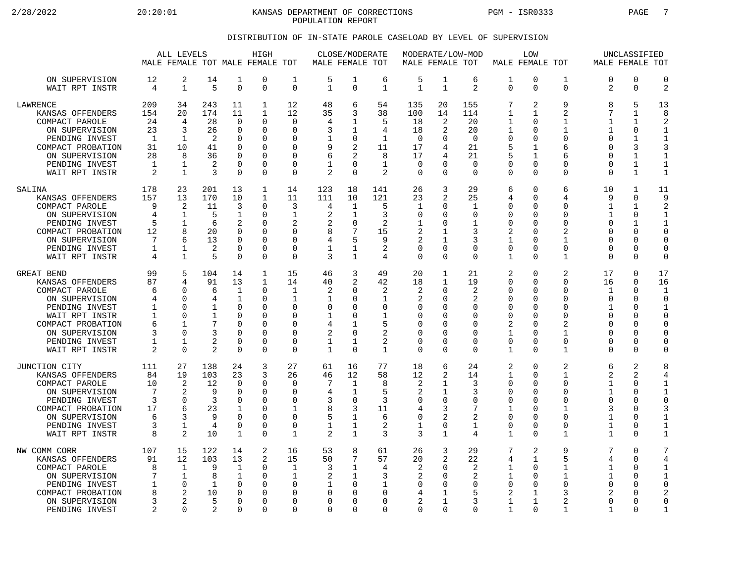KANSAS DEPARTMENT OF CORRECTIONS
POPULATION REPORT

PGM - ISR0333

## DISTRIBUTION OF IN-STATE PAROLE CASELOAD BY LEVEL OF SUPERVISION

| | ALL LEVELS | | | HIGH | | | CLOSE/MODERATE | | | MODERATE/LOW-MOD | | | LOW | | | UNCLASSIFIED | | |
|---|---|---|---|---|---|---|---|---|---|---|---|---|---|---|---|---|---|---|
| | MALE | FEMALE | TOT | MALE | FEMALE | TOT | MALE | FEMALE | TOT | MALE | FEMALE | TOT | MALE | FEMALE | TOT | MALE | FEMALE | TOT |
| ON SUPERVISION | 12 | 2 | 14 | 1 | 0 | 1 | 5 | 1 | 6 | 5 | 1 | 6 | 1 | 0 | 1 | 0 | 0 | 0 |
| WAIT RPT INSTR | 4 | 1 | 5 | 0 | 0 | 0 | 1 | 0 | 1 | 1 | 1 | 2 | 0 | 0 | 0 | 2 | 0 | 2 |
| LAWRENCE | 209 | 34 | 243 | 11 | 1 | 12 | 48 | 6 | 54 | 135 | 20 | 155 | 7 | 2 | 9 | 8 | 5 | 13 |
| KANSAS OFFENDERS | 154 | 20 | 174 | 11 | 1 | 12 | 35 | 3 | 38 | 100 | 14 | 114 | 1 | 1 | 2 | 7 | 1 | 8 |
| COMPACT PAROLE | 24 | 4 | 28 | 0 | 0 | 0 | 4 | 1 | 5 | 18 | 2 | 20 | 1 | 0 | 1 | 1 | 1 | 2 |
| ON SUPERVISION | 23 | 3 | 26 | 0 | 0 | 0 | 3 | 1 | 4 | 18 | 2 | 20 | 1 | 0 | 1 | 1 | 0 | 1 |
| PENDING INVEST | 1 | 1 | 2 | 0 | 0 | 0 | 1 | 0 | 1 | 0 | 0 | 0 | 0 | 0 | 0 | 0 | 1 | 1 |
| COMPACT PROBATION | 31 | 10 | 41 | 0 | 0 | 0 | 9 | 2 | 11 | 17 | 4 | 21 | 5 | 1 | 6 | 0 | 3 | 3 |
| ON SUPERVISION | 28 | 8 | 36 | 0 | 0 | 0 | 6 | 2 | 8 | 17 | 4 | 21 | 5 | 1 | 6 | 0 | 1 | 1 |
| PENDING INVEST | 1 | 1 | 2 | 0 | 0 | 0 | 1 | 0 | 1 | 0 | 0 | 0 | 0 | 0 | 0 | 0 | 1 | 1 |
| WAIT RPT INSTR | 2 | 1 | 3 | 0 | 0 | 0 | 2 | 0 | 2 | 0 | 0 | 0 | 0 | 0 | 0 | 0 | 1 | 1 |
| SALINA | 178 | 23 | 201 | 13 | 1 | 14 | 123 | 18 | 141 | 26 | 3 | 29 | 6 | 0 | 6 | 10 | 1 | 11 |
| KANSAS OFFENDERS | 157 | 13 | 170 | 10 | 1 | 11 | 111 | 10 | 121 | 23 | 2 | 25 | 4 | 0 | 4 | 9 | 0 | 9 |
| COMPACT PAROLE | 9 | 2 | 11 | 3 | 0 | 3 | 4 | 1 | 5 | 1 | 0 | 1 | 0 | 0 | 0 | 1 | 1 | 2 |
| ON SUPERVISION | 4 | 1 | 5 | 1 | 0 | 1 | 2 | 1 | 3 | 0 | 0 | 0 | 0 | 0 | 0 | 1 | 0 | 1 |
| PENDING INVEST | 5 | 1 | 6 | 2 | 0 | 2 | 2 | 0 | 2 | 1 | 0 | 1 | 0 | 0 | 0 | 0 | 1 | 1 |
| COMPACT PROBATION | 12 | 8 | 20 | 0 | 0 | 0 | 8 | 7 | 15 | 2 | 1 | 3 | 2 | 0 | 2 | 0 | 0 | 0 |
| ON SUPERVISION | 7 | 6 | 13 | 0 | 0 | 0 | 4 | 5 | 9 | 2 | 1 | 3 | 1 | 0 | 1 | 0 | 0 | 0 |
| PENDING INVEST | 1 | 1 | 2 | 0 | 0 | 0 | 1 | 1 | 2 | 0 | 0 | 0 | 0 | 0 | 0 | 0 | 0 | 0 |
| WAIT RPT INSTR | 4 | 1 | 5 | 0 | 0 | 0 | 3 | 1 | 4 | 0 | 0 | 0 | 1 | 0 | 1 | 0 | 0 | 0 |
| GREAT BEND | 99 | 5 | 104 | 14 | 1 | 15 | 46 | 3 | 49 | 20 | 1 | 21 | 2 | 0 | 2 | 17 | 0 | 17 |
| KANSAS OFFENDERS | 87 | 4 | 91 | 13 | 1 | 14 | 40 | 2 | 42 | 18 | 1 | 19 | 0 | 0 | 0 | 16 | 0 | 16 |
| COMPACT PAROLE | 6 | 0 | 6 | 1 | 0 | 1 | 2 | 0 | 2 | 2 | 0 | 2 | 0 | 0 | 0 | 1 | 0 | 1 |
| ON SUPERVISION | 4 | 0 | 4 | 1 | 0 | 1 | 1 | 0 | 1 | 2 | 0 | 2 | 0 | 0 | 0 | 0 | 0 | 0 |
| PENDING INVEST | 1 | 0 | 1 | 0 | 0 | 0 | 0 | 0 | 0 | 0 | 0 | 0 | 0 | 0 | 0 | 1 | 0 | 1 |
| WAIT RPT INSTR | 1 | 0 | 1 | 0 | 0 | 0 | 1 | 0 | 1 | 0 | 0 | 0 | 0 | 0 | 0 | 0 | 0 | 0 |
| COMPACT PROBATION | 6 | 1 | 7 | 0 | 0 | 0 | 4 | 1 | 5 | 0 | 0 | 0 | 2 | 0 | 2 | 0 | 0 | 0 |
| ON SUPERVISION | 3 | 0 | 3 | 0 | 0 | 0 | 2 | 0 | 2 | 0 | 0 | 0 | 1 | 0 | 1 | 0 | 0 | 0 |
| PENDING INVEST | 1 | 1 | 2 | 0 | 0 | 0 | 1 | 1 | 2 | 0 | 0 | 0 | 0 | 0 | 0 | 0 | 0 | 0 |
| WAIT RPT INSTR | 2 | 0 | 2 | 0 | 0 | 0 | 1 | 0 | 1 | 0 | 0 | 0 | 1 | 0 | 1 | 0 | 0 | 0 |
| JUNCTION CITY | 111 | 27 | 138 | 24 | 3 | 27 | 61 | 16 | 77 | 18 | 6 | 24 | 2 | 0 | 2 | 6 | 2 | 8 |
| KANSAS OFFENDERS | 84 | 19 | 103 | 23 | 3 | 26 | 46 | 12 | 58 | 12 | 2 | 14 | 1 | 0 | 1 | 2 | 2 | 4 |
| COMPACT PAROLE | 10 | 2 | 12 | 0 | 0 | 0 | 7 | 1 | 8 | 2 | 1 | 3 | 0 | 0 | 0 | 1 | 0 | 1 |
| ON SUPERVISION | 7 | 2 | 9 | 0 | 0 | 0 | 4 | 1 | 5 | 2 | 1 | 3 | 0 | 0 | 0 | 1 | 0 | 1 |
| PENDING INVEST | 3 | 0 | 3 | 0 | 0 | 0 | 3 | 0 | 3 | 0 | 0 | 0 | 0 | 0 | 0 | 0 | 0 | 0 |
| COMPACT PROBATION | 17 | 6 | 23 | 1 | 0 | 1 | 8 | 3 | 11 | 4 | 3 | 7 | 1 | 0 | 1 | 3 | 0 | 3 |
| ON SUPERVISION | 6 | 3 | 9 | 0 | 0 | 0 | 5 | 1 | 6 | 0 | 2 | 2 | 0 | 0 | 0 | 1 | 0 | 1 |
| PENDING INVEST | 3 | 1 | 4 | 0 | 0 | 0 | 1 | 1 | 2 | 1 | 0 | 1 | 0 | 0 | 0 | 1 | 0 | 1 |
| WAIT RPT INSTR | 8 | 2 | 10 | 1 | 0 | 1 | 2 | 1 | 3 | 3 | 1 | 4 | 1 | 0 | 1 | 1 | 0 | 1 |
| NW COMM CORR | 107 | 15 | 122 | 14 | 2 | 16 | 53 | 8 | 61 | 26 | 3 | 29 | 7 | 2 | 9 | 7 | 0 | 7 |
| KANSAS OFFENDERS | 91 | 12 | 103 | 13 | 2 | 15 | 50 | 7 | 57 | 20 | 2 | 22 | 4 | 1 | 5 | 4 | 0 | 4 |
| COMPACT PAROLE | 8 | 1 | 9 | 1 | 0 | 1 | 3 | 1 | 4 | 2 | 0 | 2 | 1 | 0 | 1 | 1 | 0 | 1 |
| ON SUPERVISION | 7 | 1 | 8 | 1 | 0 | 1 | 2 | 1 | 3 | 2 | 0 | 2 | 1 | 0 | 1 | 1 | 0 | 1 |
| PENDING INVEST | 1 | 0 | 1 | 0 | 0 | 0 | 1 | 0 | 1 | 0 | 0 | 0 | 0 | 0 | 0 | 0 | 0 | 0 |
| COMPACT PROBATION | 8 | 2 | 10 | 0 | 0 | 0 | 0 | 0 | 0 | 4 | 1 | 5 | 2 | 1 | 3 | 2 | 0 | 2 |
| ON SUPERVISION | 3 | 2 | 5 | 0 | 0 | 0 | 0 | 0 | 0 | 2 | 1 | 3 | 1 | 1 | 2 | 0 | 0 | 0 |
| PENDING INVEST | 2 | 0 | 2 | 0 | 0 | 0 | 0 | 0 | 0 | 0 | 0 | 0 | 1 | 0 | 1 | 1 | 0 | 1 |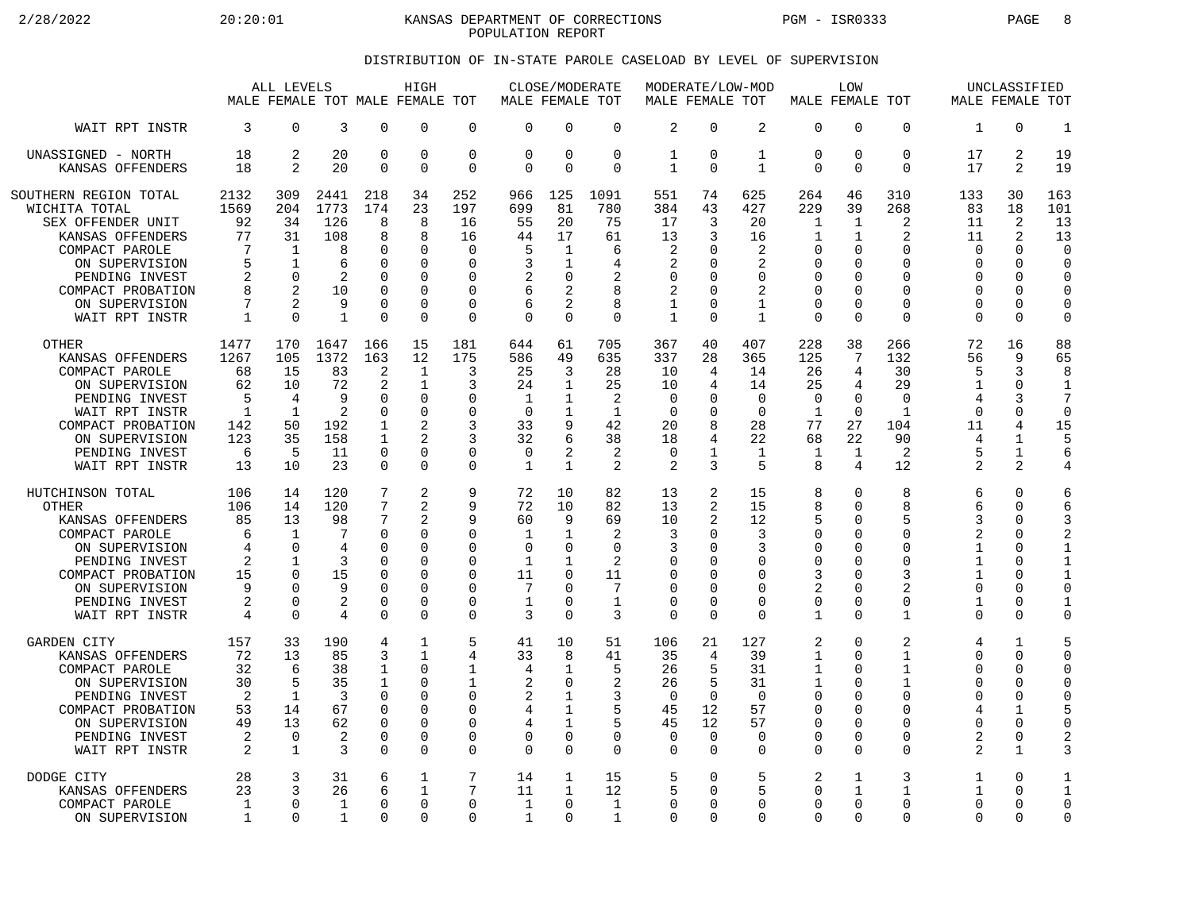KANSAS DEPARTMENT OF CORRECTIONS
POPULATION REPORT

DISTRIBUTION OF IN-STATE PAROLE CASELOAD BY LEVEL OF SUPERVISION

| | ALL LEVELS | | | HIGH | | | CLOSE/MODERATE | | | MODERATE/LOW-MOD | | | LOW | | | UNCLASSIFIED | | |
|---|---|---|---|---|---|---|---|---|---|---|---|---|---|---|---|---|---|---|
| | MALE | FEMALE | TOT | MALE | FEMALE | TOT | MALE | FEMALE | TOT | MALE | FEMALE | TOT | MALE | FEMALE | TOT | MALE | FEMALE | TOT |
| WAIT RPT INSTR | 3 | 0 | 3 | 0 | 0 | 0 | 0 | 0 | 0 | 2 | 0 | 2 | 0 | 0 | 0 | 1 | 0 | 1 |
| UNASSIGNED - NORTH | 18 | 2 | 20 | 0 | 0 | 0 | 0 | 0 | 0 | 1 | 0 | 1 | 0 | 0 | 0 | 17 | 2 | 19 |
| KANSAS OFFENDERS | 18 | 2 | 20 | 0 | 0 | 0 | 0 | 0 | 0 | 1 | 0 | 1 | 0 | 0 | 0 | 17 | 2 | 19 |
| SOUTHERN REGION TOTAL | 2132 | 309 | 2441 | 218 | 34 | 252 | 966 | 125 | 1091 | 551 | 74 | 625 | 264 | 46 | 310 | 133 | 30 | 163 |
| WICHITA TOTAL | 1569 | 204 | 1773 | 174 | 23 | 197 | 699 | 81 | 780 | 384 | 43 | 427 | 229 | 39 | 268 | 83 | 18 | 101 |
| SEX OFFENDER UNIT | 92 | 34 | 126 | 8 | 8 | 16 | 55 | 20 | 75 | 17 | 3 | 20 | 1 | 1 | 2 | 11 | 2 | 13 |
| KANSAS OFFENDERS | 77 | 31 | 108 | 8 | 8 | 16 | 44 | 17 | 61 | 13 | 3 | 16 | 1 | 1 | 2 | 11 | 2 | 13 |
| COMPACT PAROLE | 7 | 1 | 8 | 0 | 0 | 0 | 5 | 1 | 6 | 2 | 0 | 2 | 0 | 0 | 0 | 0 | 0 | 0 |
| ON SUPERVISION | 5 | 1 | 6 | 0 | 0 | 0 | 3 | 1 | 4 | 2 | 0 | 2 | 0 | 0 | 0 | 0 | 0 | 0 |
| PENDING INVEST | 2 | 0 | 2 | 0 | 0 | 0 | 2 | 0 | 2 | 0 | 0 | 0 | 0 | 0 | 0 | 0 | 0 | 0 |
| COMPACT PROBATION | 8 | 2 | 10 | 0 | 0 | 0 | 6 | 2 | 8 | 2 | 0 | 2 | 0 | 0 | 0 | 0 | 0 | 0 |
| ON SUPERVISION | 7 | 2 | 9 | 0 | 0 | 0 | 6 | 2 | 8 | 1 | 0 | 1 | 0 | 0 | 0 | 0 | 0 | 0 |
| WAIT RPT INSTR | 1 | 0 | 1 | 0 | 0 | 0 | 0 | 0 | 0 | 1 | 0 | 1 | 0 | 0 | 0 | 0 | 0 | 0 |
| OTHER | 1477 | 170 | 1647 | 166 | 15 | 181 | 644 | 61 | 705 | 367 | 40 | 407 | 228 | 38 | 266 | 72 | 16 | 88 |
| KANSAS OFFENDERS | 1267 | 105 | 1372 | 163 | 12 | 175 | 586 | 49 | 635 | 337 | 28 | 365 | 125 | 7 | 132 | 56 | 9 | 65 |
| COMPACT PAROLE | 68 | 15 | 83 | 2 | 1 | 3 | 25 | 3 | 28 | 10 | 4 | 14 | 26 | 4 | 30 | 5 | 3 | 8 |
| ON SUPERVISION | 62 | 10 | 72 | 2 | 1 | 3 | 24 | 1 | 25 | 10 | 4 | 14 | 25 | 4 | 29 | 1 | 0 | 1 |
| PENDING INVEST | 5 | 4 | 9 | 0 | 0 | 0 | 1 | 1 | 2 | 0 | 0 | 0 | 0 | 0 | 0 | 4 | 3 | 7 |
| WAIT RPT INSTR | 1 | 1 | 2 | 0 | 0 | 0 | 0 | 1 | 1 | 0 | 0 | 0 | 1 | 0 | 1 | 0 | 0 | 0 |
| COMPACT PROBATION | 142 | 50 | 192 | 1 | 2 | 3 | 33 | 9 | 42 | 20 | 8 | 28 | 77 | 27 | 104 | 11 | 4 | 15 |
| ON SUPERVISION | 123 | 35 | 158 | 1 | 2 | 3 | 32 | 6 | 38 | 18 | 4 | 22 | 68 | 22 | 90 | 4 | 1 | 5 |
| PENDING INVEST | 6 | 5 | 11 | 0 | 0 | 0 | 0 | 2 | 2 | 0 | 1 | 1 | 1 | 1 | 2 | 5 | 1 | 6 |
| WAIT RPT INSTR | 13 | 10 | 23 | 0 | 0 | 0 | 1 | 1 | 2 | 2 | 3 | 5 | 8 | 4 | 12 | 2 | 2 | 4 |
| HUTCHINSON TOTAL | 106 | 14 | 120 | 7 | 2 | 9 | 72 | 10 | 82 | 13 | 2 | 15 | 8 | 0 | 8 | 6 | 0 | 6 |
| OTHER | 106 | 14 | 120 | 7 | 2 | 9 | 72 | 10 | 82 | 13 | 2 | 15 | 8 | 0 | 8 | 6 | 0 | 6 |
| KANSAS OFFENDERS | 85 | 13 | 98 | 7 | 2 | 9 | 60 | 9 | 69 | 10 | 2 | 12 | 5 | 0 | 5 | 3 | 0 | 3 |
| COMPACT PAROLE | 6 | 1 | 7 | 0 | 0 | 0 | 1 | 1 | 2 | 3 | 0 | 3 | 0 | 0 | 0 | 2 | 0 | 2 |
| ON SUPERVISION | 4 | 0 | 4 | 0 | 0 | 0 | 0 | 0 | 0 | 3 | 0 | 3 | 0 | 0 | 0 | 1 | 0 | 1 |
| PENDING INVEST | 2 | 1 | 3 | 0 | 0 | 0 | 1 | 1 | 2 | 0 | 0 | 0 | 0 | 0 | 0 | 1 | 0 | 1 |
| COMPACT PROBATION | 15 | 0 | 15 | 0 | 0 | 0 | 11 | 0 | 11 | 0 | 0 | 0 | 3 | 0 | 3 | 1 | 0 | 1 |
| ON SUPERVISION | 9 | 0 | 9 | 0 | 0 | 0 | 7 | 0 | 7 | 0 | 0 | 0 | 2 | 0 | 2 | 0 | 0 | 0 |
| PENDING INVEST | 2 | 0 | 2 | 0 | 0 | 0 | 1 | 0 | 1 | 0 | 0 | 0 | 0 | 0 | 0 | 1 | 0 | 1 |
| WAIT RPT INSTR | 4 | 0 | 4 | 0 | 0 | 0 | 3 | 0 | 3 | 0 | 0 | 0 | 1 | 0 | 1 | 0 | 0 | 0 |
| GARDEN CITY | 157 | 33 | 190 | 4 | 1 | 5 | 41 | 10 | 51 | 106 | 21 | 127 | 2 | 0 | 2 | 4 | 1 | 5 |
| KANSAS OFFENDERS | 72 | 13 | 85 | 3 | 1 | 4 | 33 | 8 | 41 | 35 | 4 | 39 | 1 | 0 | 1 | 0 | 0 | 0 |
| COMPACT PAROLE | 32 | 6 | 38 | 1 | 0 | 1 | 4 | 1 | 5 | 26 | 5 | 31 | 1 | 0 | 1 | 0 | 0 | 0 |
| ON SUPERVISION | 30 | 5 | 35 | 1 | 0 | 1 | 2 | 0 | 2 | 26 | 5 | 31 | 1 | 0 | 1 | 0 | 0 | 0 |
| PENDING INVEST | 2 | 1 | 3 | 0 | 0 | 0 | 2 | 1 | 3 | 0 | 0 | 0 | 0 | 0 | 0 | 0 | 0 | 0 |
| COMPACT PROBATION | 53 | 14 | 67 | 0 | 0 | 0 | 4 | 1 | 5 | 45 | 12 | 57 | 0 | 0 | 0 | 4 | 1 | 5 |
| ON SUPERVISION | 49 | 13 | 62 | 0 | 0 | 0 | 4 | 1 | 5 | 45 | 12 | 57 | 0 | 0 | 0 | 0 | 0 | 0 |
| PENDING INVEST | 2 | 0 | 2 | 0 | 0 | 0 | 0 | 0 | 0 | 0 | 0 | 0 | 0 | 0 | 0 | 2 | 0 | 2 |
| WAIT RPT INSTR | 2 | 1 | 3 | 0 | 0 | 0 | 0 | 0 | 0 | 0 | 0 | 0 | 0 | 0 | 0 | 2 | 1 | 3 |
| DODGE CITY | 28 | 3 | 31 | 6 | 1 | 7 | 14 | 1 | 15 | 5 | 0 | 5 | 2 | 1 | 3 | 1 | 0 | 1 |
| KANSAS OFFENDERS | 23 | 3 | 26 | 6 | 1 | 7 | 11 | 1 | 12 | 5 | 0 | 5 | 0 | 1 | 1 | 1 | 0 | 1 |
| COMPACT PAROLE | 1 | 0 | 1 | 0 | 0 | 0 | 1 | 0 | 1 | 0 | 0 | 0 | 0 | 0 | 0 | 0 | 0 | 0 |
| ON SUPERVISION | 1 | 0 | 1 | 0 | 0 | 0 | 1 | 0 | 1 | 0 | 0 | 0 | 0 | 0 | 0 | 0 | 0 | 0 |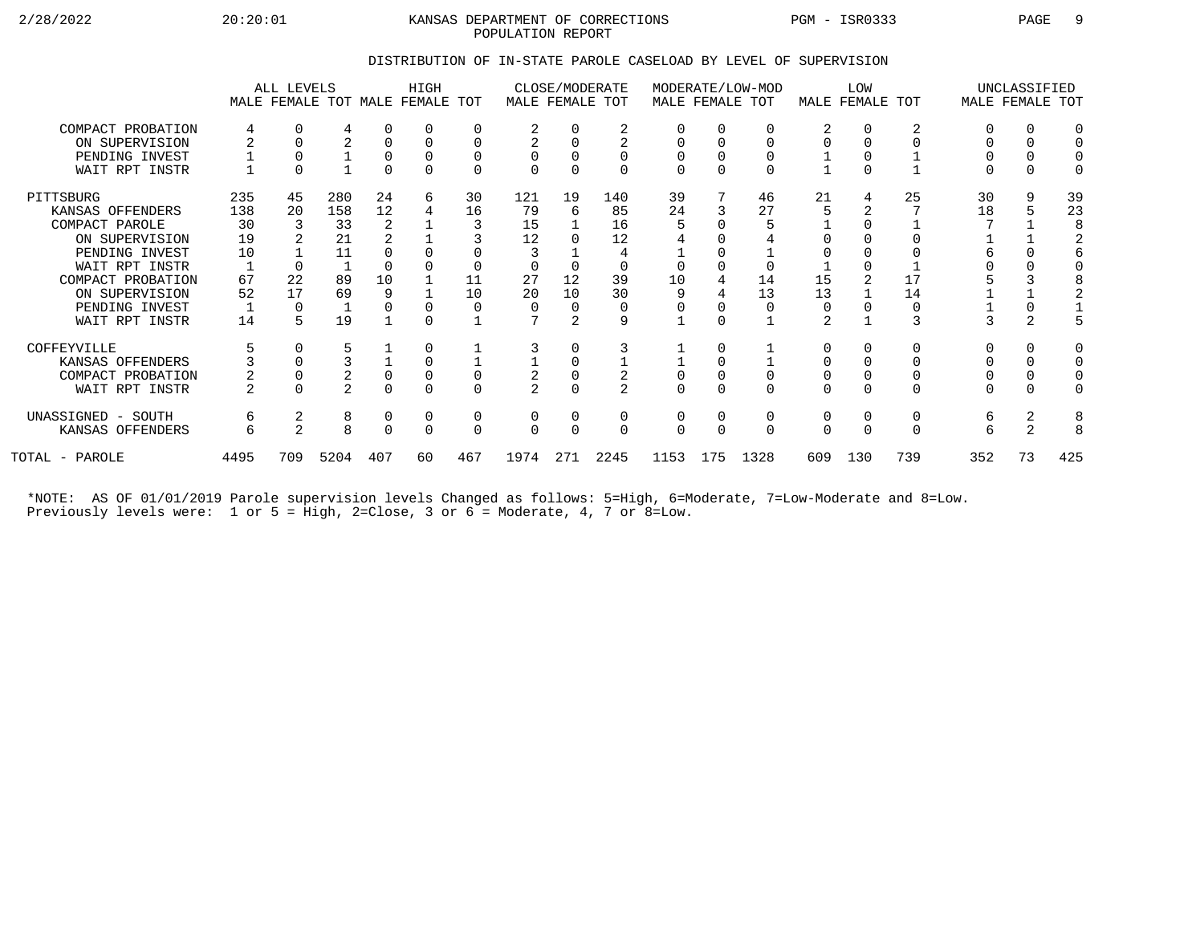KANSAS DEPARTMENT OF CORRECTIONS
POPULATION REPORT

## DISTRIBUTION OF IN-STATE PAROLE CASELOAD BY LEVEL OF SUPERVISION

| | ALL LEVELS | | | HIGH | | | CLOSE/MODERATE | | | MODERATE/LOW-MOD | | | LOW | | | UNCLASSIFIED | | |
|---|---|---|---|---|---|---|---|---|---|---|---|---|---|---|---|---|---|---|
| | MALE | FEMALE | TOT | MALE | FEMALE | TOT | MALE | FEMALE | TOT | MALE | FEMALE | TOT | MALE | FEMALE | TOT | MALE | FEMALE | TOT |
| COMPACT PROBATION | 4 | 0 | 4 | 0 | 0 | 0 | 2 | 0 | 2 | 0 | 0 | 0 | 2 | 0 | 2 | 0 | 0 | 0 |
| ON SUPERVISION | 2 | 0 | 2 | 0 | 0 | 0 | 2 | 0 | 2 | 0 | 0 | 0 | 0 | 0 | 0 | 0 | 0 | 0 |
| PENDING INVEST | 1 | 0 | 1 | 0 | 0 | 0 | 0 | 0 | 0 | 0 | 0 | 0 | 1 | 0 | 1 | 0 | 0 | 0 |
| WAIT RPT INSTR | 1 | 0 | 1 | 0 | 0 | 0 | 0 | 0 | 0 | 0 | 0 | 0 | 1 | 0 | 1 | 0 | 0 | 0 |
| PITTSBURG | 235 | 45 | 280 | 24 | 6 | 30 | 121 | 19 | 140 | 39 | 7 | 46 | 21 | 4 | 25 | 30 | 9 | 39 |
| KANSAS OFFENDERS | 138 | 20 | 158 | 12 | 4 | 16 | 79 | 6 | 85 | 24 | 3 | 27 | 5 | 2 | 7 | 18 | 5 | 23 |
| COMPACT PAROLE | 30 | 3 | 33 | 2 | 1 | 3 | 15 | 1 | 16 | 5 | 0 | 5 | 1 | 0 | 1 | 7 | 1 | 8 |
| ON SUPERVISION | 19 | 2 | 21 | 2 | 1 | 3 | 12 | 0 | 12 | 4 | 0 | 4 | 0 | 0 | 0 | 1 | 1 | 2 |
| PENDING INVEST | 10 | 1 | 11 | 0 | 0 | 0 | 3 | 1 | 4 | 1 | 0 | 1 | 0 | 0 | 0 | 6 | 0 | 6 |
| WAIT RPT INSTR | 1 | 0 | 1 | 0 | 0 | 0 | 0 | 0 | 0 | 0 | 0 | 0 | 1 | 0 | 1 | 0 | 0 | 0 |
| COMPACT PROBATION | 67 | 22 | 89 | 10 | 1 | 11 | 27 | 12 | 39 | 10 | 4 | 14 | 15 | 2 | 17 | 5 | 3 | 8 |
| ON SUPERVISION | 52 | 17 | 69 | 9 | 1 | 10 | 20 | 10 | 30 | 9 | 4 | 13 | 13 | 1 | 14 | 1 | 1 | 2 |
| PENDING INVEST | 1 | 0 | 1 | 0 | 0 | 0 | 0 | 0 | 0 | 0 | 0 | 0 | 0 | 0 | 0 | 1 | 0 | 1 |
| WAIT RPT INSTR | 14 | 5 | 19 | 1 | 0 | 1 | 7 | 2 | 9 | 1 | 0 | 1 | 2 | 1 | 3 | 3 | 2 | 5 |
| COFFEYVILLE | 5 | 0 | 5 | 1 | 0 | 1 | 3 | 0 | 3 | 1 | 0 | 1 | 0 | 0 | 0 | 0 | 0 | 0 |
| KANSAS OFFENDERS | 3 | 0 | 3 | 1 | 0 | 1 | 1 | 0 | 1 | 1 | 0 | 1 | 0 | 0 | 0 | 0 | 0 | 0 |
| COMPACT PROBATION | 2 | 0 | 2 | 0 | 0 | 0 | 2 | 0 | 2 | 0 | 0 | 0 | 0 | 0 | 0 | 0 | 0 | 0 |
| WAIT RPT INSTR | 2 | 0 | 2 | 0 | 0 | 0 | 2 | 0 | 2 | 0 | 0 | 0 | 0 | 0 | 0 | 0 | 0 | 0 |
| UNASSIGNED - SOUTH | 6 | 2 | 8 | 0 | 0 | 0 | 0 | 0 | 0 | 0 | 0 | 0 | 0 | 0 | 0 | 6 | 2 | 8 |
| KANSAS OFFENDERS | 6 | 2 | 8 | 0 | 0 | 0 | 0 | 0 | 0 | 0 | 0 | 0 | 0 | 0 | 0 | 6 | 2 | 8 |
| TOTAL - PAROLE | 4495 | 709 | 5204 | 407 | 60 | 467 | 1974 | 271 | 2245 | 1153 | 175 | 1328 | 609 | 130 | 739 | 352 | 73 | 425 |

*NOTE: AS OF 01/01/2019 Parole supervision levels Changed as follows: 5=High, 6=Moderate, 7=Low-Moderate and 8=Low.
Previously levels were: 1 or 5 = High, 2=Close, 3 or 6 = Moderate, 4, 7 or 8=Low.